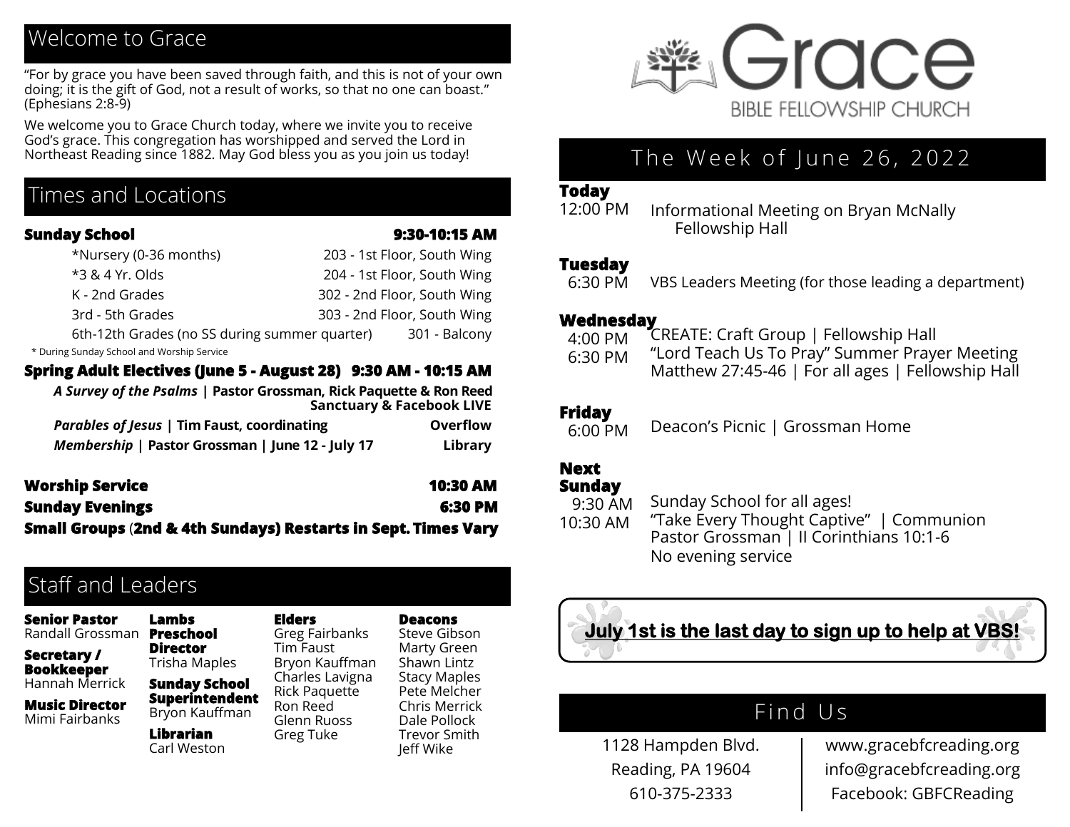## Welcome to Grace

"For by grace you have been saved through faith, and this is not of your own doing; it is the gift of God, not a result of works, so that no one can boast." (Ephesians 2:8-9)

We welcome you to Grace Church today, where we invite you to receive God's grace. This congregation has worshipped and served the Lord in Northeast Reading since 1882. May God bless you as you join us today!

## Times and Locations

**Sunday School** **9:30-10:15 AM**

| | |
|---|---|
| *Nursery (0-36 months) | 203 - 1st Floor, South Wing |
| *3 & 4 Yr. Olds | 204 - 1st Floor, South Wing |
| K - 2nd Grades | 302 - 2nd Floor, South Wing |
| 3rd - 5th Grades | 303 - 2nd Floor, South Wing |
| 6th-12th Grades (no SS during summer quarter) | 301 - Balcony |

* During Sunday School and Worship Service

**Spring Adult Electives (June 5 - August 28) 9:30 AM - 10:15 AM**

| | |
|---|---|
| ***A Survey of the Psalms* \| Pastor Grossman, Rick Paquette & Ron Reed** | **Sanctuary & Facebook LIVE** |
| ***Parables of Jesus* \| Tim Faust, coordinating** | **Overflow** |
| ***Membership* \| Pastor Grossman \| June 12 - July 17** | **Library** |

**Worship Service** **10:30 AM**

**Sunday Evenings** **6:30 PM**

**Small Groups (2nd & 4th Sundays) Restarts in Sept. Times Vary**

## Staff and Leaders

**Senior Pastor**
Randall Grossman

**Secretary / Bookkeeper**
Hannah Merrick

**Music Director**
Mimi Fairbanks

**Lambs Preschool Director**
Trisha Maples

**Sunday School Superintendent**
Bryon Kauffman

**Librarian**
Carl Weston

**Elders**
Greg Fairbanks
Tim Faust
Bryon Kauffman
Charles Lavigna
Rick Paquette
Ron Reed
Glenn Ruoss
Greg Tuke

**Deacons**
Steve Gibson
Marty Green
Shawn Lintz
Stacy Maples
Pete Melcher
Chris Merrick
Dale Pollock
Trevor Smith
Jeff Wike

# Grace
BIBLE FELLOWSHIP CHURCH

## The Week of June 26, 2022

**Today**
12:00 PM Informational Meeting on Bryan McNally
Fellowship Hall

**Tuesday**
6:30 PM VBS Leaders Meeting (for those leading a department)

**Wednesday**
4:00 PM CREATE: Craft Group | Fellowship Hall
6:30 PM "Lord Teach Us To Pray" Summer Prayer Meeting
Matthew 27:45-46 | For all ages | Fellowship Hall

**Friday**
6:00 PM Deacon's Picnic | Grossman Home

**Next Sunday**
9:30 AM Sunday School for all ages!
10:30 AM "Take Every Thought Captive" | Communion
Pastor Grossman | II Corinthians 10:1-6
No evening service

**July 1st is the last day to sign up to help at VBS!**

## Find Us

1128 Hampden Blvd.
Reading, PA 19604
610-375-2333

www.gracebfcreading.org
info@gracebfcreading.org
Facebook: GBFCReading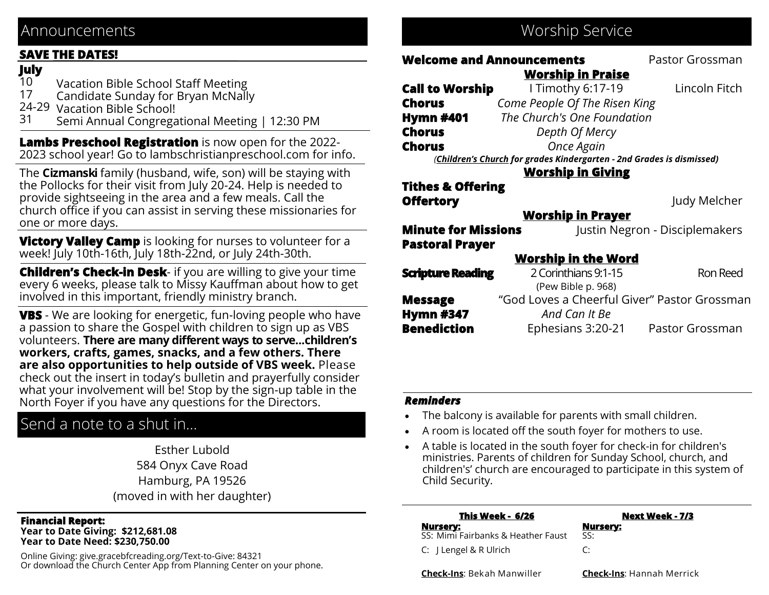## Announcements

**SAVE THE DATES!**

**July**

| | |
|---|---|
| 10 | Vacation Bible School Staff Meeting |
| 17 | Candidate Sunday for Bryan McNally |
| 24-29 | Vacation Bible School! |
| 31 | Semi Annual Congregational Meeting \| 12:30 PM |

**Lambs Preschool Registration** is now open for the 2022-2023 school year! Go to lambschristianpreschool.com for info.

The **Cizmanski** family (husband, wife, son) will be staying with the Pollocks for their visit from July 20-24. Help is needed to provide sightseeing in the area and a few meals. Call the church office if you can assist in serving these missionaries for one or more days.

**Victory Valley Camp** is looking for nurses to volunteer for a week! July 10th-16th, July 18th-22nd, or July 24th-30th.

**Children's Check-in Desk**- if you are willing to give your time every 6 weeks, please talk to Missy Kauffman about how to get involved in this important, friendly ministry branch.

**VBS** - We are looking for energetic, fun-loving people who have a passion to share the Gospel with children to sign up as VBS volunteers. **There are many different ways to serve...children's workers, crafts, games, snacks, and a few others. There are also opportunities to help outside of VBS week.** Please check out the insert in today's bulletin and prayerfully consider what your involvement will be! Stop by the sign-up table in the North Foyer if you have any questions for the Directors.

## Send a note to a shut in...

Esther Lubold
584 Onyx Cave Road
Hamburg, PA 19526
(moved in with her daughter)

**Financial Report:**
**Year to Date Giving: $212,681.08**
**Year to Date Need: $230,750.00**

Online Giving: give.gracebfcreading.org/Text-to-Give: 84321
Or download the Church Center App from Planning Center on your phone.

## Worship Service

**Welcome and Announcements** — Pastor Grossman

**Worship in Praise**

**Call to Worship** — I Timothy 6:17-19 — Lincoln Fitch
**Chorus** — *Come People Of The Risen King*
**Hymn #401** — *The Church's One Foundation*
**Chorus** — *Depth Of Mercy*
**Chorus** — *Once Again*

*(**Children's Church** for grades Kindergarten - 2nd Grades is dismissed)*

**Worship in Giving**

**Tithes & Offering**
**Offertory** — Judy Melcher

**Worship in Prayer**

**Minute for Missions** — Justin Negron - Disciplemakers
**Pastoral Prayer**

**Worship in the Word**

**Scripture Reading** — 2 Corinthians 9:1-15 (Pew Bible p. 968) — Ron Reed
**Message** — "God Loves a Cheerful Giver" Pastor Grossman
**Hymn #347** — *And Can It Be*
**Benediction** — Ephesians 3:20-21 — Pastor Grossman

***Reminders***

- The balcony is available for parents with small children.
- A room is located off the south foyer for mothers to use.
- A table is located in the south foyer for check-in for children's ministries. Parents of children for Sunday School, church, and children's' church are encouraged to participate in this system of Child Security.

| **This Week - 6/26** | **Next Week - 7/3** |
|---|---|
| **Nursery:** | **Nursery:** |
| SS: Mimi Fairbanks & Heather Faust | SS: |
| C: J Lengel & R Ulrich | C: |
| **Check-Ins**: Bekah Manwiller | **Check-Ins**: Hannah Merrick |